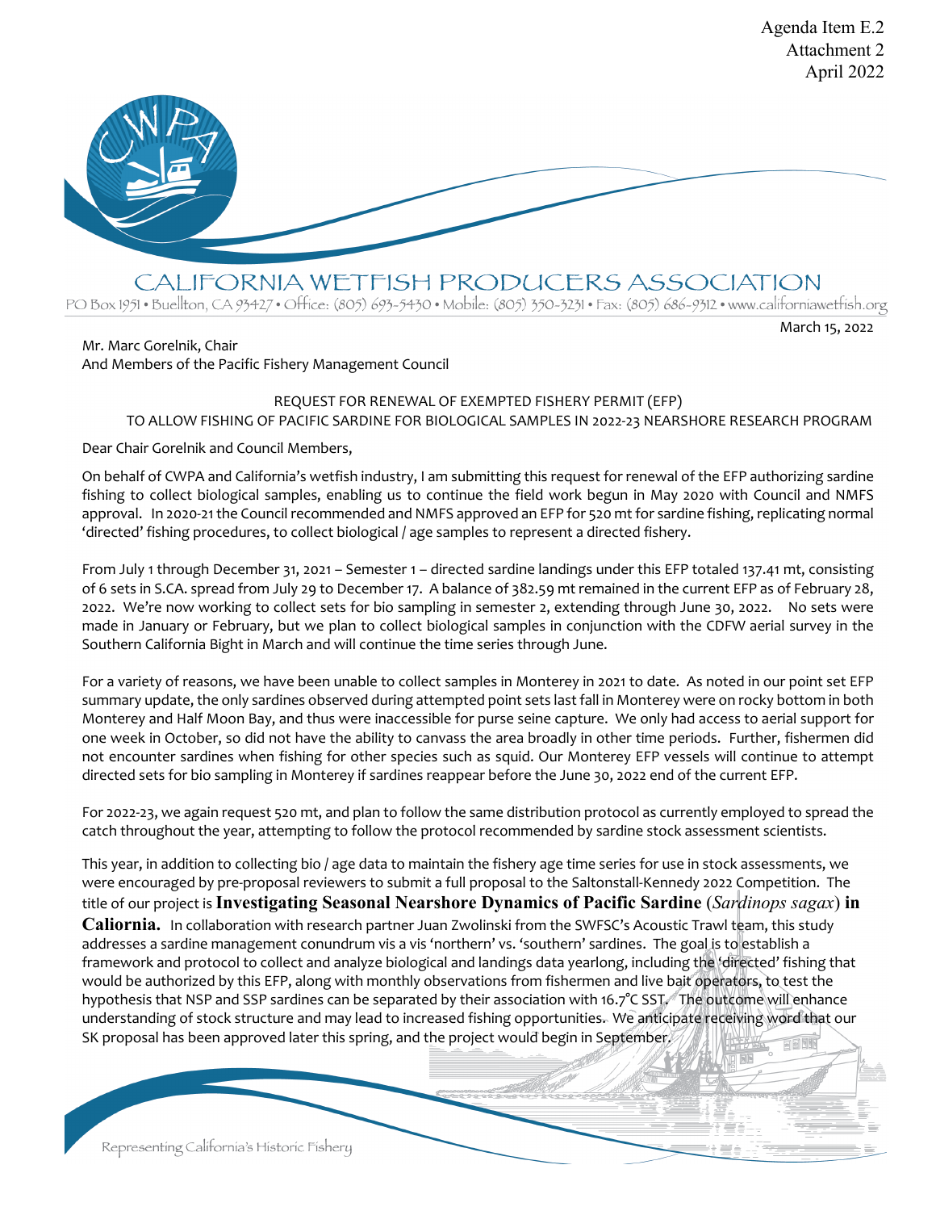Agenda Item E.2
Attachment 2
April 2022

CALIFORNIA WETFISH PRODUCERS ASSOCIATION

PO Box 1951 • Buellton, CA 93427 • Office: (805) 693-5430 • Mobile: (805) 350-3231 • Fax: (805) 686-9312 • www.californiawetfish.org

March 15, 2022

Mr. Marc Gorelnik, Chair
And Members of the Pacific Fishery Management Council

REQUEST FOR RENEWAL OF EXEMPTED FISHERY PERMIT (EFP)
TO ALLOW FISHING OF PACIFIC SARDINE FOR BIOLOGICAL SAMPLES IN 2022-23 NEARSHORE RESEARCH PROGRAM

Dear Chair Gorelnik and Council Members,

On behalf of CWPA and California's wetfish industry, I am submitting this request for renewal of the EFP authorizing sardine fishing to collect biological samples, enabling us to continue the field work begun in May 2020 with Council and NMFS approval. In 2020-21 the Council recommended and NMFS approved an EFP for 520 mt for sardine fishing, replicating normal 'directed' fishing procedures, to collect biological / age samples to represent a directed fishery.

From July 1 through December 31, 2021 – Semester 1 – directed sardine landings under this EFP totaled 137.41 mt, consisting of 6 sets in S.CA. spread from July 29 to December 17. A balance of 382.59 mt remained in the current EFP as of February 28, 2022. We're now working to collect sets for bio sampling in semester 2, extending through June 30, 2022. No sets were made in January or February, but we plan to collect biological samples in conjunction with the CDFW aerial survey in the Southern California Bight in March and will continue the time series through June.

For a variety of reasons, we have been unable to collect samples in Monterey in 2021 to date. As noted in our point set EFP summary update, the only sardines observed during attempted point sets last fall in Monterey were on rocky bottom in both Monterey and Half Moon Bay, and thus were inaccessible for purse seine capture. We only had access to aerial support for one week in October, so did not have the ability to canvass the area broadly in other time periods. Further, fishermen did not encounter sardines when fishing for other species such as squid. Our Monterey EFP vessels will continue to attempt directed sets for bio sampling in Monterey if sardines reappear before the June 30, 2022 end of the current EFP.

For 2022-23, we again request 520 mt, and plan to follow the same distribution protocol as currently employed to spread the catch throughout the year, attempting to follow the protocol recommended by sardine stock assessment scientists.

This year, in addition to collecting bio / age data to maintain the fishery age time series for use in stock assessments, we were encouraged by pre-proposal reviewers to submit a full proposal to the Saltonstall-Kennedy 2022 Competition. The title of our project is **Investigating Seasonal Nearshore Dynamics of Pacific Sardine (*Sardinops sagax*) in Caliornia.** In collaboration with research partner Juan Zwolinski from the SWFSC's Acoustic Trawl team, this study addresses a sardine management conundrum vis a vis 'northern' vs. 'southern' sardines. The goal is to establish a framework and protocol to collect and analyze biological and landings data yearlong, including the 'directed' fishing that would be authorized by this EFP, along with monthly observations from fishermen and live bait operators, to test the hypothesis that NSP and SSP sardines can be separated by their association with 16.7°C SST. The outcome will enhance understanding of stock structure and may lead to increased fishing opportunities. We anticipate receiving word that our SK proposal has been approved later this spring, and the project would begin in September.

Representing California's Historic Fishery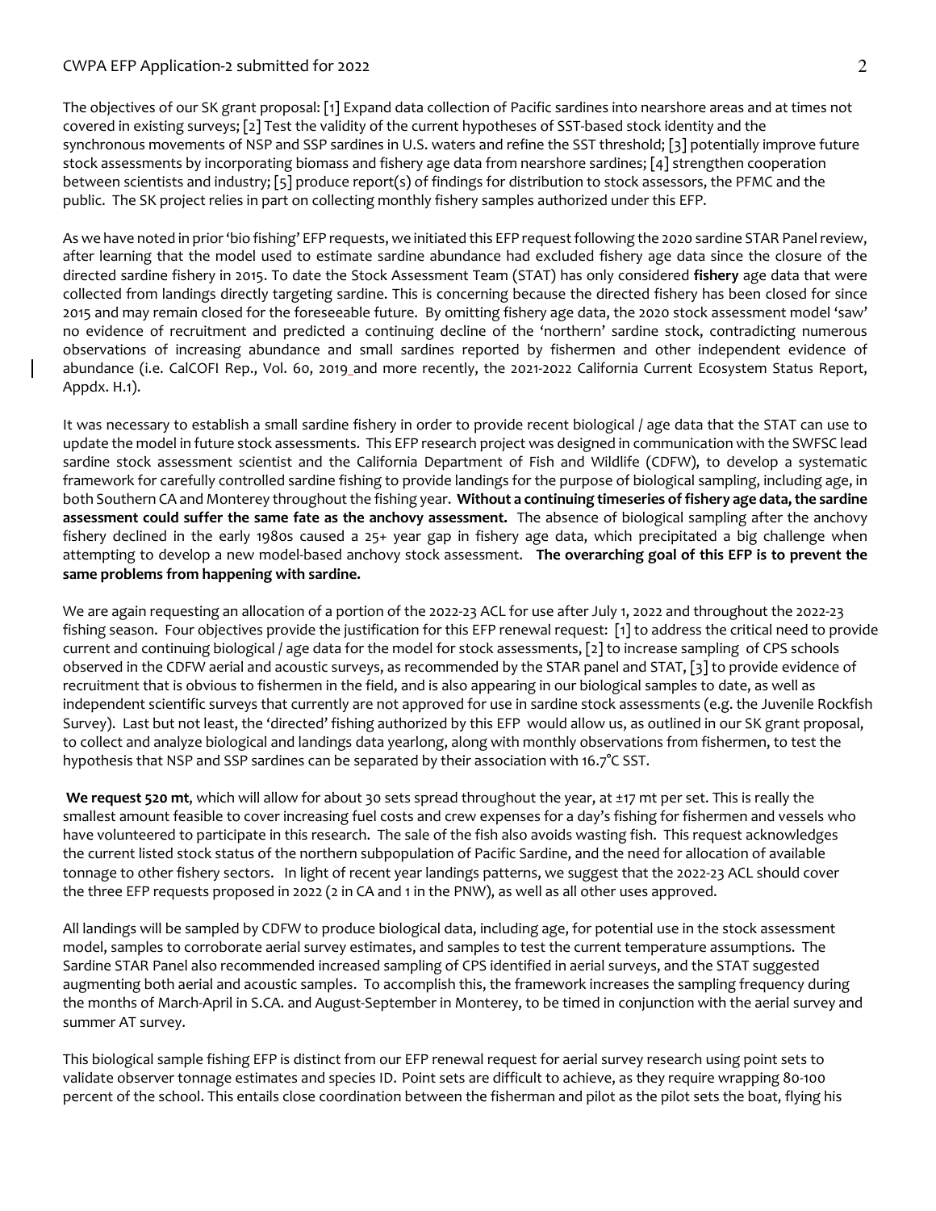The objectives of our SK grant proposal: [1] Expand data collection of Pacific sardines into nearshore areas and at times not covered in existing surveys; [2] Test the validity of the current hypotheses of SST-based stock identity and the synchronous movements of NSP and SSP sardines in U.S. waters and refine the SST threshold; [3] potentially improve future stock assessments by incorporating biomass and fishery age data from nearshore sardines; [4] strengthen cooperation between scientists and industry; [5] produce report(s) of findings for distribution to stock assessors, the PFMC and the public. The SK project relies in part on collecting monthly fishery samples authorized under this EFP.

As we have noted in prior 'bio fishing' EFP requests, we initiated this EFP request following the 2020 sardine STAR Panel review, after learning that the model used to estimate sardine abundance had excluded fishery age data since the closure of the directed sardine fishery in 2015. To date the Stock Assessment Team (STAT) has only considered **fishery** age data that were collected from landings directly targeting sardine. This is concerning because the directed fishery has been closed for since 2015 and may remain closed for the foreseeable future. By omitting fishery age data, the 2020 stock assessment model 'saw' no evidence of recruitment and predicted a continuing decline of the 'northern' sardine stock, contradicting numerous observations of increasing abundance and small sardines reported by fishermen and other independent evidence of abundance (i.e. CalCOFI Rep., Vol. 60, 2019 and more recently, the 2021-2022 California Current Ecosystem Status Report, Appdx. H.1).

It was necessary to establish a small sardine fishery in order to provide recent biological / age data that the STAT can use to update the model in future stock assessments. This EFP research project was designed in communication with the SWFSC lead sardine stock assessment scientist and the California Department of Fish and Wildlife (CDFW), to develop a systematic framework for carefully controlled sardine fishing to provide landings for the purpose of biological sampling, including age, in both Southern CA and Monterey throughout the fishing year. **Without a continuing timeseries of fishery age data, the sardine assessment could suffer the same fate as the anchovy assessment.** The absence of biological sampling after the anchovy fishery declined in the early 1980s caused a 25+ year gap in fishery age data, which precipitated a big challenge when attempting to develop a new model-based anchovy stock assessment. **The overarching goal of this EFP is to prevent the same problems from happening with sardine.**

We are again requesting an allocation of a portion of the 2022-23 ACL for use after July 1, 2022 and throughout the 2022-23 fishing season. Four objectives provide the justification for this EFP renewal request: [1] to address the critical need to provide current and continuing biological / age data for the model for stock assessments, [2] to increase sampling of CPS schools observed in the CDFW aerial and acoustic surveys, as recommended by the STAR panel and STAT, [3] to provide evidence of recruitment that is obvious to fishermen in the field, and is also appearing in our biological samples to date, as well as independent scientific surveys that currently are not approved for use in sardine stock assessments (e.g. the Juvenile Rockfish Survey). Last but not least, the 'directed' fishing authorized by this EFP would allow us, as outlined in our SK grant proposal, to collect and analyze biological and landings data yearlong, along with monthly observations from fishermen, to test the hypothesis that NSP and SSP sardines can be separated by their association with 16.7°C SST.

**We request 520 mt**, which will allow for about 30 sets spread throughout the year, at ±17 mt per set. This is really the smallest amount feasible to cover increasing fuel costs and crew expenses for a day's fishing for fishermen and vessels who have volunteered to participate in this research. The sale of the fish also avoids wasting fish. This request acknowledges the current listed stock status of the northern subpopulation of Pacific Sardine, and the need for allocation of available tonnage to other fishery sectors. In light of recent year landings patterns, we suggest that the 2022-23 ACL should cover the three EFP requests proposed in 2022 (2 in CA and 1 in the PNW), as well as all other uses approved.

All landings will be sampled by CDFW to produce biological data, including age, for potential use in the stock assessment model, samples to corroborate aerial survey estimates, and samples to test the current temperature assumptions. The Sardine STAR Panel also recommended increased sampling of CPS identified in aerial surveys, and the STAT suggested augmenting both aerial and acoustic samples. To accomplish this, the framework increases the sampling frequency during the months of March-April in S.CA. and August-September in Monterey, to be timed in conjunction with the aerial survey and summer AT survey.

This biological sample fishing EFP is distinct from our EFP renewal request for aerial survey research using point sets to validate observer tonnage estimates and species ID. Point sets are difficult to achieve, as they require wrapping 80-100 percent of the school. This entails close coordination between the fisherman and pilot as the pilot sets the boat, flying his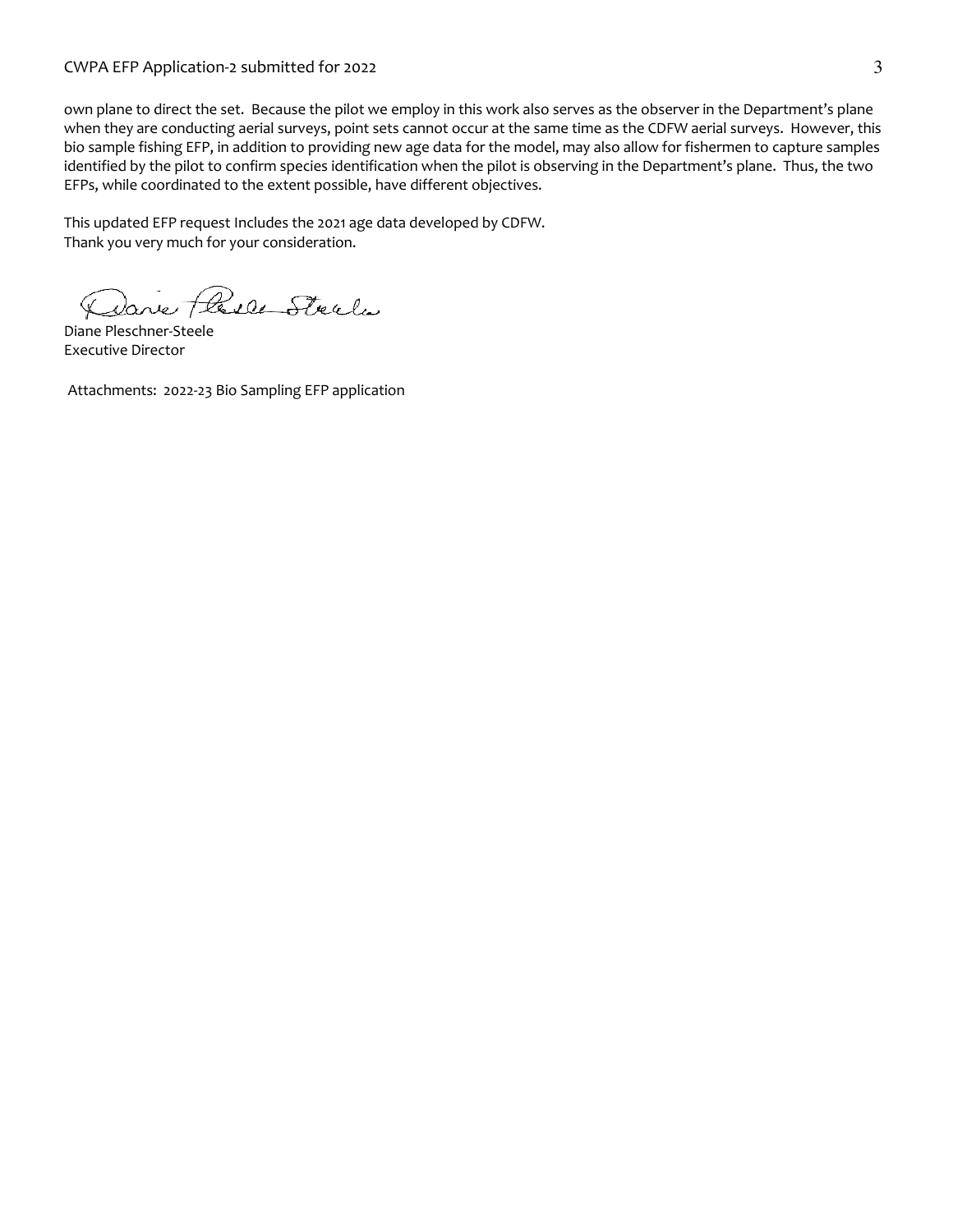own plane to direct the set. Because the pilot we employ in this work also serves as the observer in the Department's plane when they are conducting aerial surveys, point sets cannot occur at the same time as the CDFW aerial surveys. However, this bio sample fishing EFP, in addition to providing new age data for the model, may also allow for fishermen to capture samples identified by the pilot to confirm species identification when the pilot is observing in the Department's plane. Thus, the two EFPs, while coordinated to the extent possible, have different objectives.

This updated EFP request Includes the 2021 age data developed by CDFW.
Thank you very much for your consideration.

Diane Pleschner-Steele
Executive Director

Attachments: 2022-23 Bio Sampling EFP application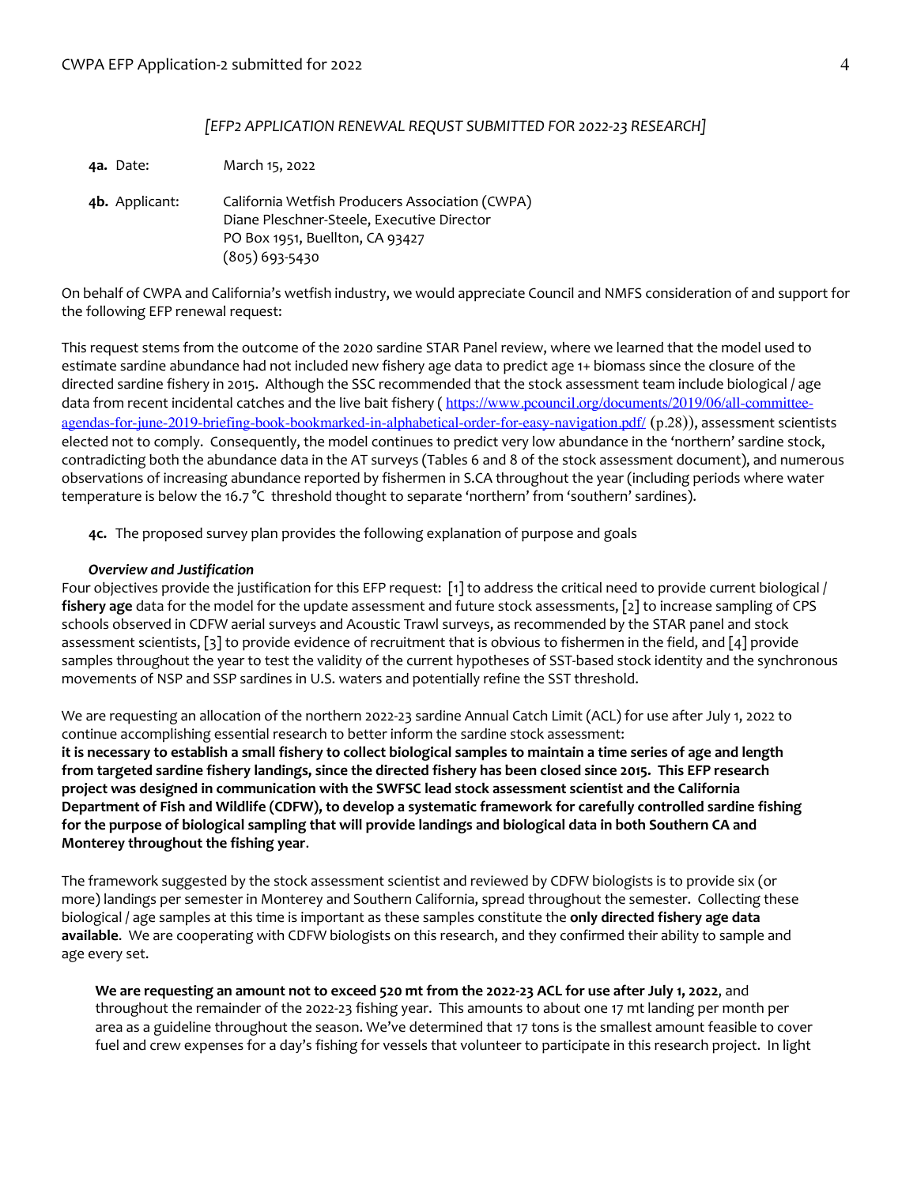*[EFP2 APPLICATION RENEWAL REQUST SUBMITTED FOR 2022-23 RESEARCH]*

**4a.** Date: March 15, 2022

**4b.** Applicant: California Wetfish Producers Association (CWPA)
Diane Pleschner-Steele, Executive Director
PO Box 1951, Buellton, CA 93427
(805) 693-5430

On behalf of CWPA and California's wetfish industry, we would appreciate Council and NMFS consideration of and support for the following EFP renewal request:

This request stems from the outcome of the 2020 sardine STAR Panel review, where we learned that the model used to estimate sardine abundance had not included new fishery age data to predict age 1+ biomass since the closure of the directed sardine fishery in 2015. Although the SSC recommended that the stock assessment team include biological / age data from recent incidental catches and the live bait fishery ( https://www.pcouncil.org/documents/2019/06/all-committee-agendas-for-june-2019-briefing-book-bookmarked-in-alphabetical-order-for-easy-navigation.pdf/ (p.28)), assessment scientists elected not to comply. Consequently, the model continues to predict very low abundance in the 'northern' sardine stock, contradicting both the abundance data in the AT surveys (Tables 6 and 8 of the stock assessment document), and numerous observations of increasing abundance reported by fishermen in S.CA throughout the year (including periods where water temperature is below the 16.7 °C threshold thought to separate 'northern' from 'southern' sardines).

**4c.** The proposed survey plan provides the following explanation of purpose and goals

***Overview and Justification***

Four objectives provide the justification for this EFP request: [1] to address the critical need to provide current biological / **fishery age** data for the model for the update assessment and future stock assessments, [2] to increase sampling of CPS schools observed in CDFW aerial surveys and Acoustic Trawl surveys, as recommended by the STAR panel and stock assessment scientists, [3] to provide evidence of recruitment that is obvious to fishermen in the field, and [4] provide samples throughout the year to test the validity of the current hypotheses of SST-based stock identity and the synchronous movements of NSP and SSP sardines in U.S. waters and potentially refine the SST threshold.

We are requesting an allocation of the northern 2022-23 sardine Annual Catch Limit (ACL) for use after July 1, 2022 to continue accomplishing essential research to better inform the sardine stock assessment:
**it is necessary to establish a small fishery to collect biological samples to maintain a time series of age and length from targeted sardine fishery landings, since the directed fishery has been closed since 2015. This EFP research project was designed in communication with the SWFSC lead stock assessment scientist and the California Department of Fish and Wildlife (CDFW), to develop a systematic framework for carefully controlled sardine fishing for the purpose of biological sampling that will provide landings and biological data in both Southern CA and Monterey throughout the fishing year**.

The framework suggested by the stock assessment scientist and reviewed by CDFW biologists is to provide six (or more) landings per semester in Monterey and Southern California, spread throughout the semester. Collecting these biological / age samples at this time is important as these samples constitute the **only directed fishery age data available**. We are cooperating with CDFW biologists on this research, and they confirmed their ability to sample and age every set.

**We are requesting an amount not to exceed 520 mt from the 2022-23 ACL for use after July 1, 2022**, and throughout the remainder of the 2022-23 fishing year. This amounts to about one 17 mt landing per month per area as a guideline throughout the season. We've determined that 17 tons is the smallest amount feasible to cover fuel and crew expenses for a day's fishing for vessels that volunteer to participate in this research project. In light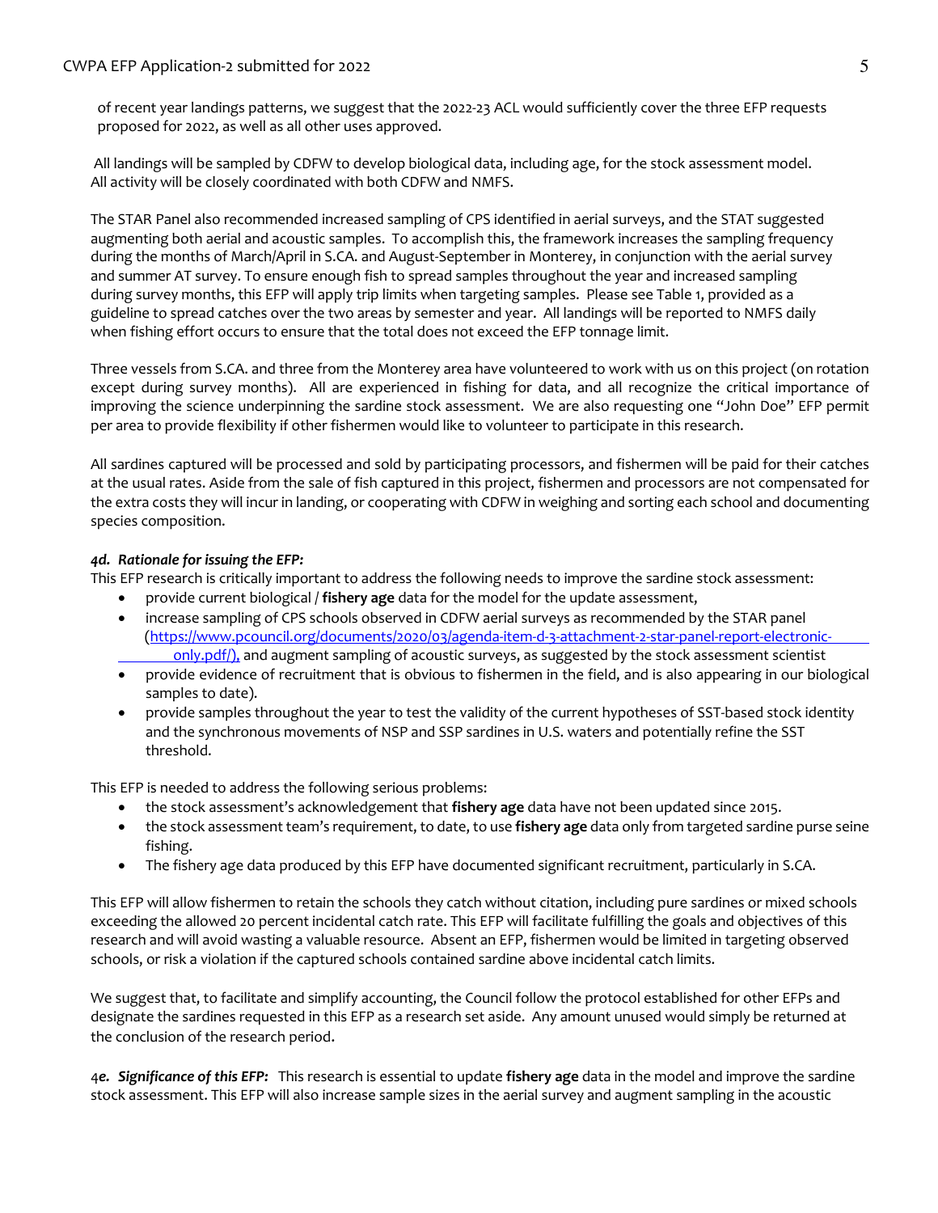of recent year landings patterns, we suggest that the 2022-23 ACL would sufficiently cover the three EFP requests proposed for 2022, as well as all other uses approved.

All landings will be sampled by CDFW to develop biological data, including age, for the stock assessment model. All activity will be closely coordinated with both CDFW and NMFS.

The STAR Panel also recommended increased sampling of CPS identified in aerial surveys, and the STAT suggested augmenting both aerial and acoustic samples. To accomplish this, the framework increases the sampling frequency during the months of March/April in S.CA. and August-September in Monterey, in conjunction with the aerial survey and summer AT survey. To ensure enough fish to spread samples throughout the year and increased sampling during survey months, this EFP will apply trip limits when targeting samples. Please see Table 1, provided as a guideline to spread catches over the two areas by semester and year. All landings will be reported to NMFS daily when fishing effort occurs to ensure that the total does not exceed the EFP tonnage limit.

Three vessels from S.CA. and three from the Monterey area have volunteered to work with us on this project (on rotation except during survey months). All are experienced in fishing for data, and all recognize the critical importance of improving the science underpinning the sardine stock assessment. We are also requesting one "John Doe" EFP permit per area to provide flexibility if other fishermen would like to volunteer to participate in this research.

All sardines captured will be processed and sold by participating processors, and fishermen will be paid for their catches at the usual rates. Aside from the sale of fish captured in this project, fishermen and processors are not compensated for the extra costs they will incur in landing, or cooperating with CDFW in weighing and sorting each school and documenting species composition.

***4d. Rationale for issuing the EFP:***

This EFP research is critically important to address the following needs to improve the sardine stock assessment:

- provide current biological / **fishery age** data for the model for the update assessment,
- increase sampling of CPS schools observed in CDFW aerial surveys as recommended by the STAR panel (https://www.pcouncil.org/documents/2020/03/agenda-item-d-3-attachment-2-star-panel-report-electronic-only.pdf/), and augment sampling of acoustic surveys, as suggested by the stock assessment scientist
- provide evidence of recruitment that is obvious to fishermen in the field, and is also appearing in our biological samples to date).
- provide samples throughout the year to test the validity of the current hypotheses of SST-based stock identity and the synchronous movements of NSP and SSP sardines in U.S. waters and potentially refine the SST threshold.

This EFP is needed to address the following serious problems:

- the stock assessment's acknowledgement that **fishery age** data have not been updated since 2015.
- the stock assessment team's requirement, to date, to use **fishery age** data only from targeted sardine purse seine fishing.
- The fishery age data produced by this EFP have documented significant recruitment, particularly in S.CA.

This EFP will allow fishermen to retain the schools they catch without citation, including pure sardines or mixed schools exceeding the allowed 20 percent incidental catch rate. This EFP will facilitate fulfilling the goals and objectives of this research and will avoid wasting a valuable resource. Absent an EFP, fishermen would be limited in targeting observed schools, or risk a violation if the captured schools contained sardine above incidental catch limits.

We suggest that, to facilitate and simplify accounting, the Council follow the protocol established for other EFPs and designate the sardines requested in this EFP as a research set aside. Any amount unused would simply be returned at the conclusion of the research period.

4***e. Significance of this EFP:*** This research is essential to update **fishery age** data in the model and improve the sardine stock assessment. This EFP will also increase sample sizes in the aerial survey and augment sampling in the acoustic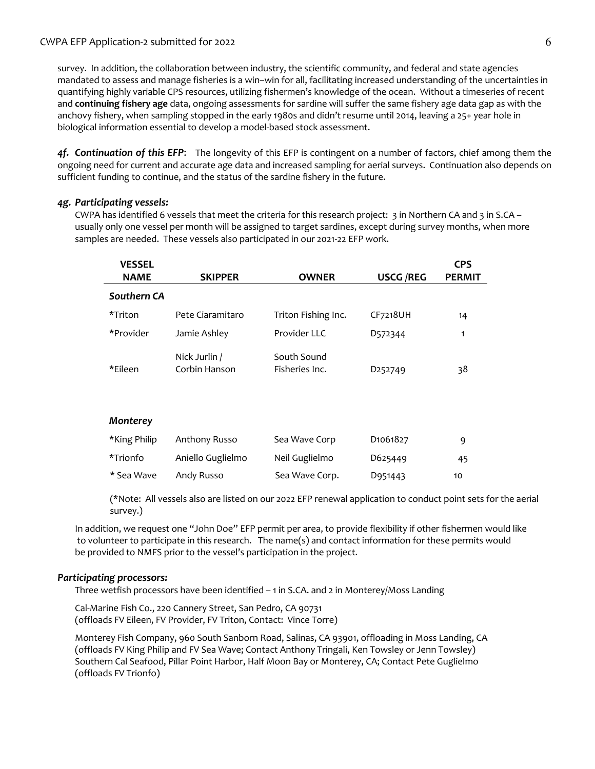survey. In addition, the collaboration between industry, the scientific community, and federal and state agencies mandated to assess and manage fisheries is a win–win for all, facilitating increased understanding of the uncertainties in quantifying highly variable CPS resources, utilizing fishermen's knowledge of the ocean. Without a timeseries of recent and **continuing fishery age** data, ongoing assessments for sardine will suffer the same fishery age data gap as with the anchovy fishery, when sampling stopped in the early 1980s and didn't resume until 2014, leaving a 25+ year hole in biological information essential to develop a model-based stock assessment.

***4f. Continuation of this EFP***: The longevity of this EFP is contingent on a number of factors, chief among them the ongoing need for current and accurate age data and increased sampling for aerial surveys. Continuation also depends on sufficient funding to continue, and the status of the sardine fishery in the future.

### *4g. Participating vessels:*

CWPA has identified 6 vessels that meet the criteria for this research project: 3 in Northern CA and 3 in S.CA – usually only one vessel per month will be assigned to target sardines, except during survey months, when more samples are needed. These vessels also participated in our 2021-22 EFP work.

| VESSEL NAME | SKIPPER | OWNER | USCG /REG | CPS PERMIT |
|---|---|---|---|---|
| ***Southern CA*** | | | | |
| *Triton | Pete Ciaramitaro | Triton Fishing Inc. | CF7218UH | 14 |
| *Provider | Jamie Ashley | Provider LLC | D572344 | 1 |
| *Eileen | Nick Jurlin / Corbin Hanson | South Sound Fisheries Inc. | D252749 | 38 |
| ***Monterey*** | | | | |
| *King Philip | Anthony Russo | Sea Wave Corp | D1061827 | 9 |
| *Trionfo | Aniello Guglielmo | Neil Guglielmo | D625449 | 45 |
| * Sea Wave | Andy Russo | Sea Wave Corp. | D951443 | 10 |

(*Note: All vessels also are listed on our 2022 EFP renewal application to conduct point sets for the aerial survey.)

In addition, we request one "John Doe" EFP permit per area, to provide flexibility if other fishermen would like to volunteer to participate in this research. The name(s) and contact information for these permits would be provided to NMFS prior to the vessel's participation in the project.

### *Participating processors:*

Three wetfish processors have been identified – 1 in S.CA. and 2 in Monterey/Moss Landing

Cal-Marine Fish Co., 220 Cannery Street, San Pedro, CA 90731
(offloads FV Eileen, FV Provider, FV Triton, Contact: Vince Torre)

Monterey Fish Company, 960 South Sanborn Road, Salinas, CA 93901, offloading in Moss Landing, CA
(offloads FV King Philip and FV Sea Wave; Contact Anthony Tringali, Ken Towsley or Jenn Towsley)
Southern Cal Seafood, Pillar Point Harbor, Half Moon Bay or Monterey, CA; Contact Pete Guglielmo
(offloads FV Trionfo)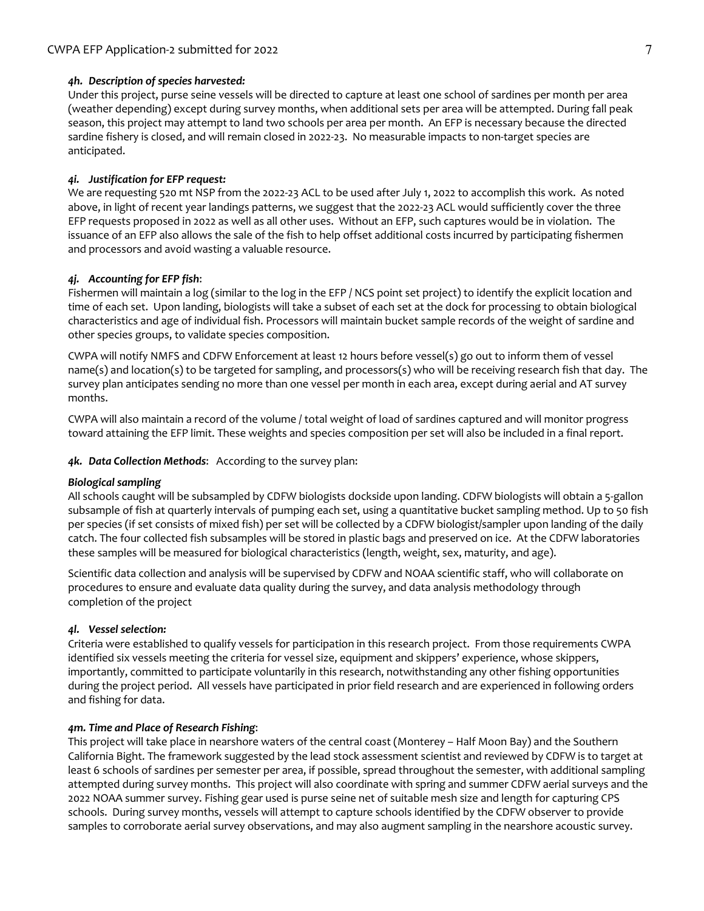#### *4h. Description of species harvested:*

Under this project, purse seine vessels will be directed to capture at least one school of sardines per month per area (weather depending) except during survey months, when additional sets per area will be attempted. During fall peak season, this project may attempt to land two schools per area per month. An EFP is necessary because the directed sardine fishery is closed, and will remain closed in 2022-23. No measurable impacts to non-target species are anticipated.

#### *4i. Justification for EFP request:*

We are requesting 520 mt NSP from the 2022-23 ACL to be used after July 1, 2022 to accomplish this work. As noted above, in light of recent year landings patterns, we suggest that the 2022-23 ACL would sufficiently cover the three EFP requests proposed in 2022 as well as all other uses. Without an EFP, such captures would be in violation. The issuance of an EFP also allows the sale of the fish to help offset additional costs incurred by participating fishermen and processors and avoid wasting a valuable resource.

#### *4j. Accounting for EFP fish*:

Fishermen will maintain a log (similar to the log in the EFP / NCS point set project) to identify the explicit location and time of each set. Upon landing, biologists will take a subset of each set at the dock for processing to obtain biological characteristics and age of individual fish. Processors will maintain bucket sample records of the weight of sardine and other species groups, to validate species composition.

CWPA will notify NMFS and CDFW Enforcement at least 12 hours before vessel(s) go out to inform them of vessel name(s) and location(s) to be targeted for sampling, and processors(s) who will be receiving research fish that day. The survey plan anticipates sending no more than one vessel per month in each area, except during aerial and AT survey months.

CWPA will also maintain a record of the volume / total weight of load of sardines captured and will monitor progress toward attaining the EFP limit. These weights and species composition per set will also be included in a final report.

***4k. Data Collection Methods***: According to the survey plan:

***Biological sampling***

All schools caught will be subsampled by CDFW biologists dockside upon landing. CDFW biologists will obtain a 5-gallon subsample of fish at quarterly intervals of pumping each set, using a quantitative bucket sampling method. Up to 50 fish per species (if set consists of mixed fish) per set will be collected by a CDFW biologist/sampler upon landing of the daily catch. The four collected fish subsamples will be stored in plastic bags and preserved on ice. At the CDFW laboratories these samples will be measured for biological characteristics (length, weight, sex, maturity, and age).

Scientific data collection and analysis will be supervised by CDFW and NOAA scientific staff, who will collaborate on procedures to ensure and evaluate data quality during the survey, and data analysis methodology through completion of the project

#### *4l. Vessel selection:*

Criteria were established to qualify vessels for participation in this research project. From those requirements CWPA identified six vessels meeting the criteria for vessel size, equipment and skippers' experience, whose skippers, importantly, committed to participate voluntarily in this research, notwithstanding any other fishing opportunities during the project period. All vessels have participated in prior field research and are experienced in following orders and fishing for data.

#### *4m. Time and Place of Research Fishing*:

This project will take place in nearshore waters of the central coast (Monterey – Half Moon Bay) and the Southern California Bight. The framework suggested by the lead stock assessment scientist and reviewed by CDFW is to target at least 6 schools of sardines per semester per area, if possible, spread throughout the semester, with additional sampling attempted during survey months. This project will also coordinate with spring and summer CDFW aerial surveys and the 2022 NOAA summer survey. Fishing gear used is purse seine net of suitable mesh size and length for capturing CPS schools. During survey months, vessels will attempt to capture schools identified by the CDFW observer to provide samples to corroborate aerial survey observations, and may also augment sampling in the nearshore acoustic survey.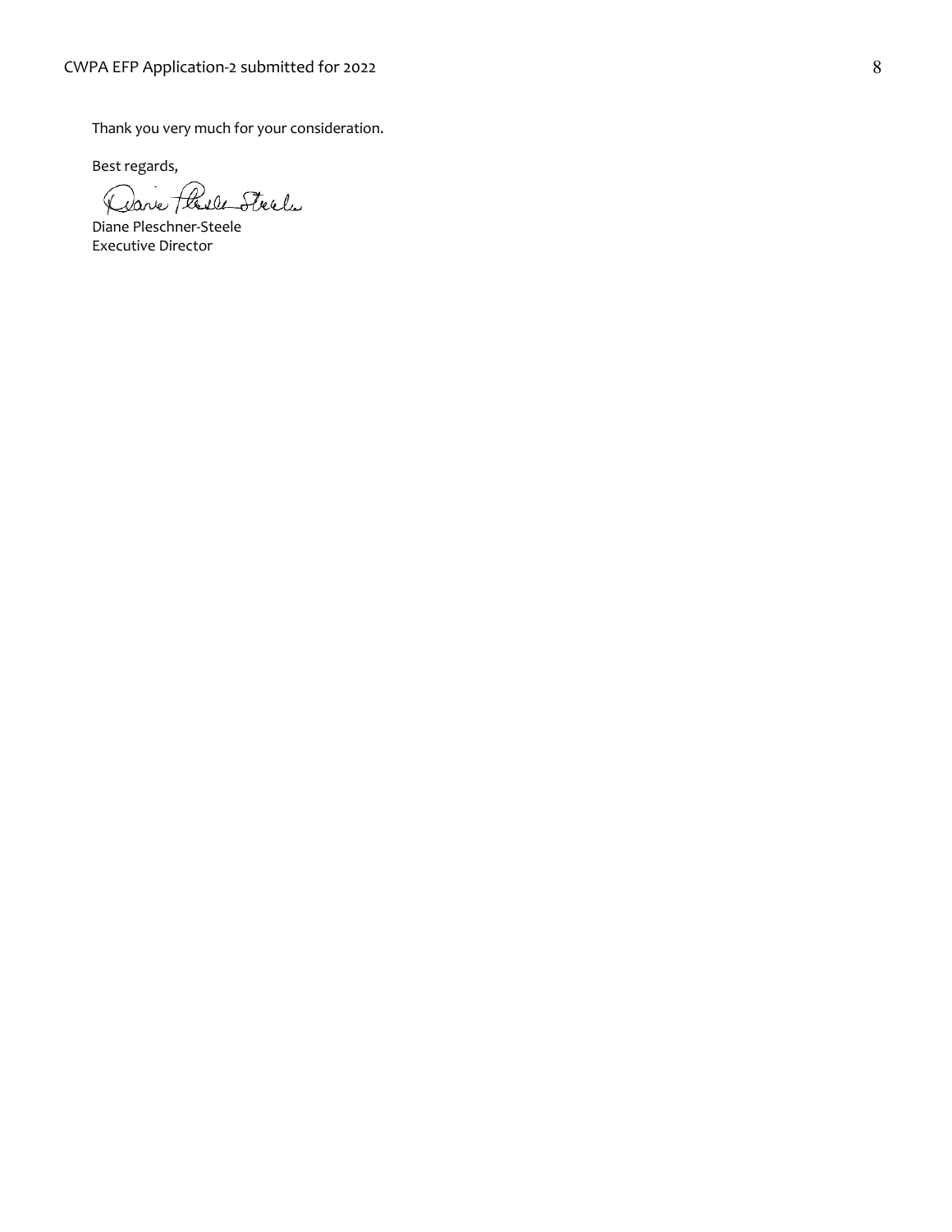Thank you very much for your consideration.

Best regards,

Diane Pleschner-Steele
Executive Director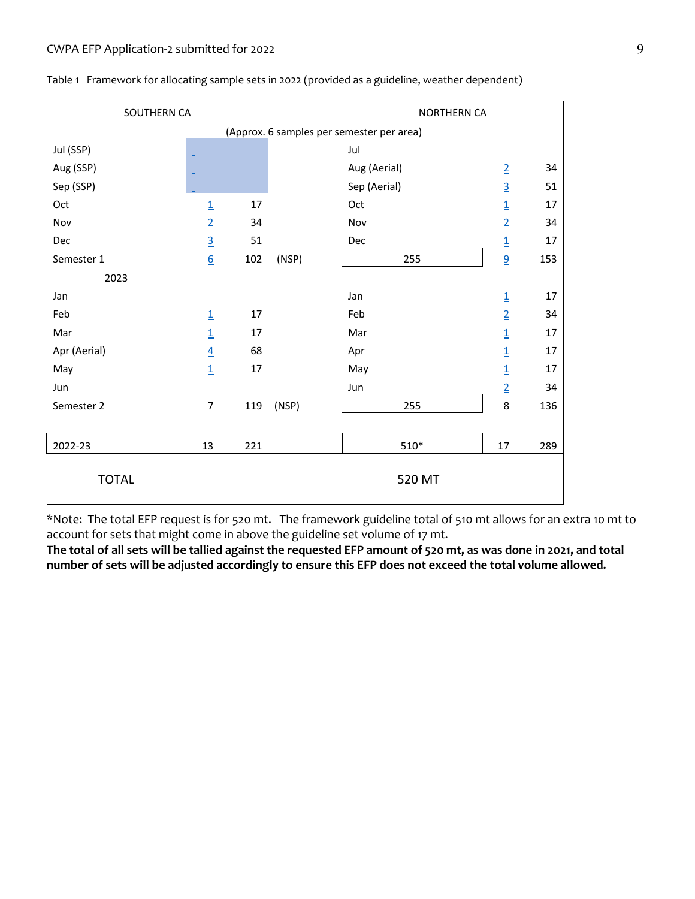Table 1 Framework for allocating sample sets in 2022 (provided as a guideline, weather dependent)

| SOUTHERN CA | | | | NORTHERN CA | | |
|---|---|---|---|---|---|---|
| (Approx. 6 samples per semester per area) | | | | | | |
| Jul (SSP) | - | | | Jul | | |
| Aug (SSP) | - | | | Aug (Aerial) | 2 | 34 |
| Sep (SSP) | - | | | Sep (Aerial) | 3 | 51 |
| Oct | 1 | 17 | | Oct | 1 | 17 |
| Nov | 2 | 34 | | Nov | 2 | 34 |
| Dec | 3 | 51 | | Dec | 1 | 17 |
| Semester 1 | 6 | 102 | (NSP) | 255 | 9 | 153 |
| 2023 | | | | | | |
| Jan | | | | Jan | 1 | 17 |
| Feb | 1 | 17 | | Feb | 2 | 34 |
| Mar | 1 | 17 | | Mar | 1 | 17 |
| Apr (Aerial) | 4 | 68 | | Apr | 1 | 17 |
| May | 1 | 17 | | May | 1 | 17 |
| Jun | | | | Jun | 2 | 34 |
| Semester 2 | 7 | 119 | (NSP) | 255 | 8 | 136 |
| 2022-23 | 13 | 221 | | 510* | 17 | 289 |
| TOTAL | | | | 520 MT | | |

*Note: The total EFP request is for 520 mt. The framework guideline total of 510 mt allows for an extra 10 mt to account for sets that might come in above the guideline set volume of 17 mt.

**The total of all sets will be tallied against the requested EFP amount of 520 mt, as was done in 2021, and total number of sets will be adjusted accordingly to ensure this EFP does not exceed the total volume allowed.**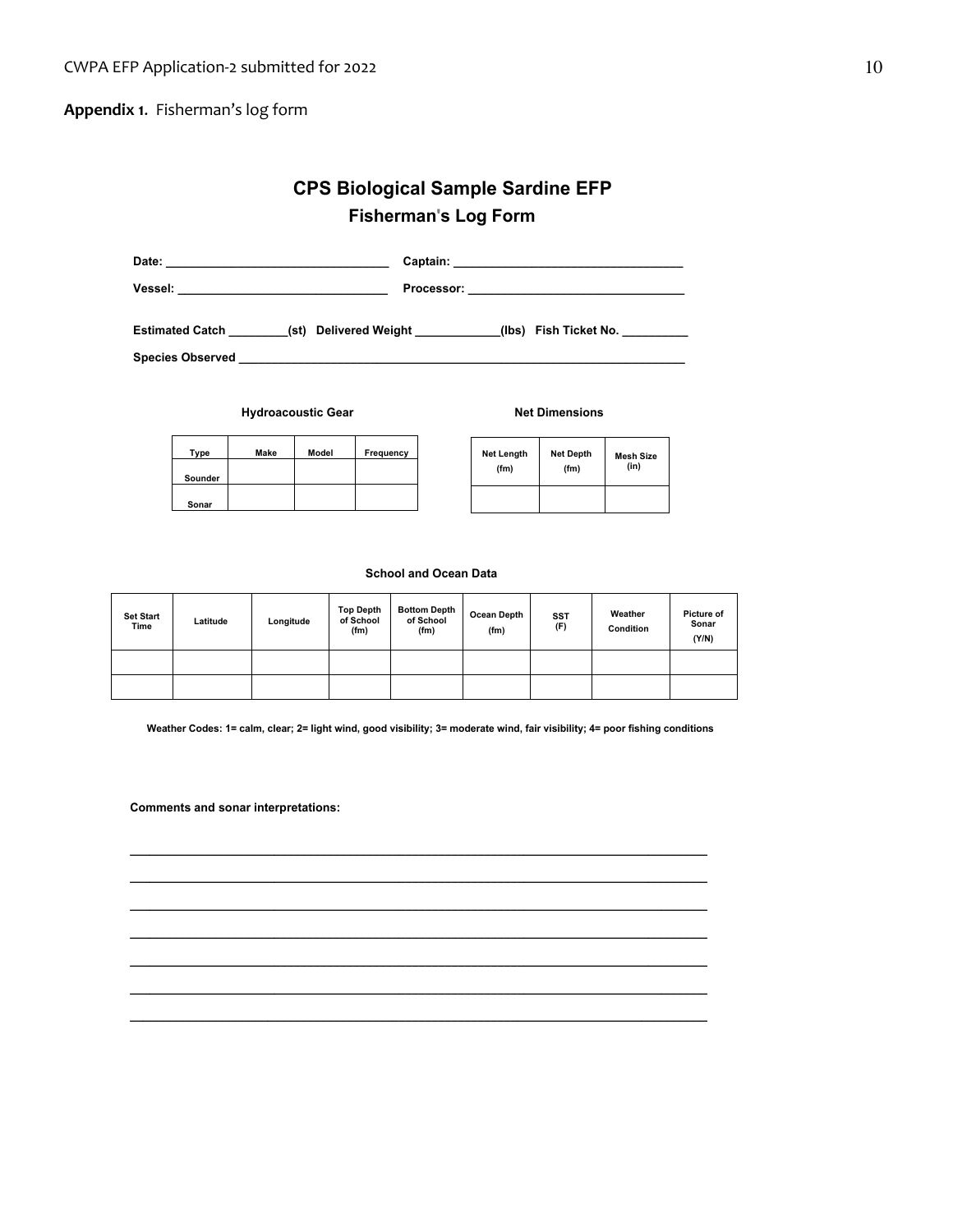**Appendix 1.** Fisherman's log form

# CPS Biological Sample Sardine EFP

## Fisherman's Log Form

**Date:** ________________________________ **Captain:** ________________________________

**Vessel:** ______________________________ **Processor:** ______________________________

**Estimated Catch** ________(st) **Delivered Weight** ____________(lbs) **Fish Ticket No.** _________

**Species Observed** ______________________________________________________________

**Hydroacoustic Gear**

| Type | Make | Model | Frequency |
|---|---|---|---|
| Sounder | | | |
| Sonar | | | |

**Net Dimensions**

| Net Length (fm) | Net Depth (fm) | Mesh Size (in) |
|---|---|---|
| | | |

**School and Ocean Data**

| Set Start Time | Latitude | Longitude | Top Depth of School (fm) | Bottom Depth of School (fm) | Ocean Depth (fm) | SST (F) | Weather Condition | Picture of Sonar (Y/N) |
|---|---|---|---|---|---|---|---|---|
| | | | | | | | | |
| | | | | | | | | |

**Weather Codes: 1= calm, clear; 2= light wind, good visibility; 3= moderate wind, fair visibility; 4= poor fishing conditions**

**Comments and sonar interpretations:**

______________________________________________________________________________

______________________________________________________________________________

______________________________________________________________________________

______________________________________________________________________________

______________________________________________________________________________

______________________________________________________________________________

______________________________________________________________________________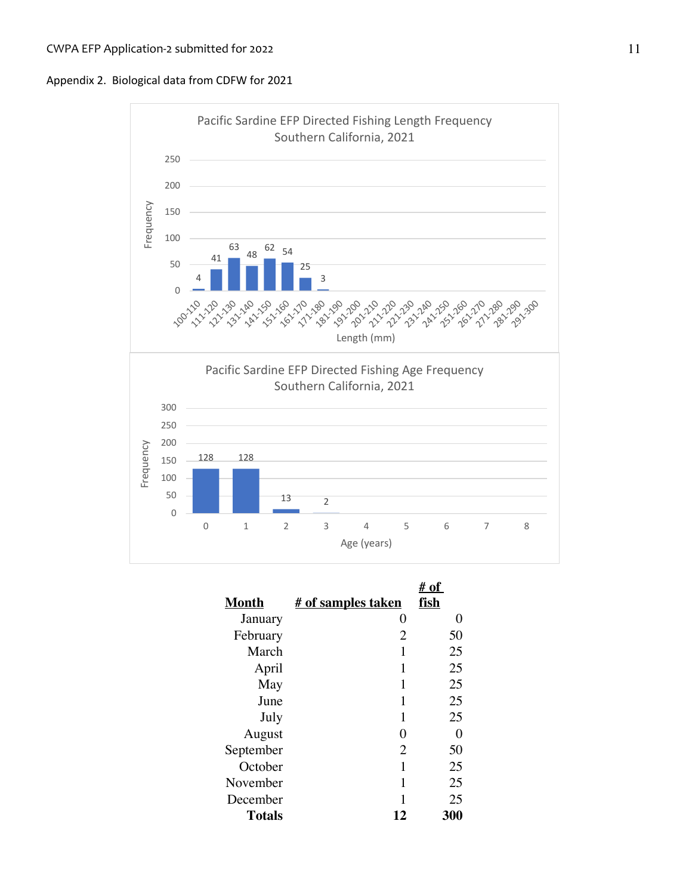Appendix 2. Biological data from CDFW for 2021

Pacific Sardine EFP Directed Fishing Length Frequency Southern California, 2021

| Length (mm) | Frequency |
|---|---|
| 100-110 | 4 |
| 111-120 | 41 |
| 121-130 | 63 |
| 131-140 | 48 |
| 141-150 | 62 |
| 151-160 | 54 |
| 161-170 | 25 |
| 171-180 | 3 |
| 181-190 | |
| 191-200 | |
| 201-210 | |
| 211-220 | |
| 221-230 | |
| 231-240 | |
| 241-250 | |
| 251-260 | |
| 261-270 | |
| 271-280 | |
| 281-290 | |
| 291-300 | |

Pacific Sardine EFP Directed Fishing Age Frequency Southern California, 2021

| Age (years) | Frequency |
|---|---|
| 0 | 128 |
| 1 | 128 |
| 2 | 13 |
| 3 | 2 |
| 4 | |
| 5 | |
| 6 | |
| 7 | |
| 8 | |

| Month | # of samples taken | # of fish |
|---|---|---|
| January | 0 | 0 |
| February | 2 | 50 |
| March | 1 | 25 |
| April | 1 | 25 |
| May | 1 | 25 |
| June | 1 | 25 |
| July | 1 | 25 |
| August | 0 | 0 |
| September | 2 | 50 |
| October | 1 | 25 |
| November | 1 | 25 |
| December | 1 | 25 |
| **Totals** | **12** | **300** |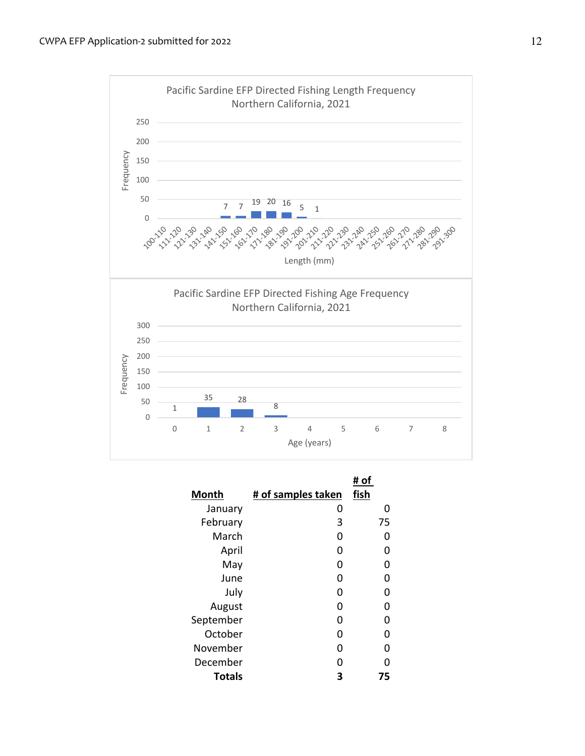Pacific Sardine EFP Directed Fishing Length Frequency
Northern California, 2021

| Length (mm) | Frequency |
|---|---|
| 100-110 | |
| 111-120 | |
| 121-130 | |
| 131-140 | |
| 141-150 | 7 |
| 151-160 | 7 |
| 161-170 | 19 |
| 171-180 | 20 |
| 181-190 | 16 |
| 191-200 | 5 |
| 201-210 | 1 |
| 211-220 | |
| 221-230 | |
| 231-240 | |
| 241-250 | |
| 251-260 | |
| 261-270 | |
| 271-280 | |
| 281-290 | |
| 291-300 | |

Pacific Sardine EFP Directed Fishing Age Frequency
Northern California, 2021

| Age (years) | Frequency |
|---|---|
| 0 | 1 |
| 1 | 35 |
| 2 | 28 |
| 3 | 8 |
| 4 | |
| 5 | |
| 6 | |
| 7 | |
| 8 | |

| Month | # of samples taken | # of fish |
|---|---|---|
| January | 0 | 0 |
| February | 3 | 75 |
| March | 0 | 0 |
| April | 0 | 0 |
| May | 0 | 0 |
| June | 0 | 0 |
| July | 0 | 0 |
| August | 0 | 0 |
| September | 0 | 0 |
| October | 0 | 0 |
| November | 0 | 0 |
| December | 0 | 0 |
| **Totals** | **3** | **75** |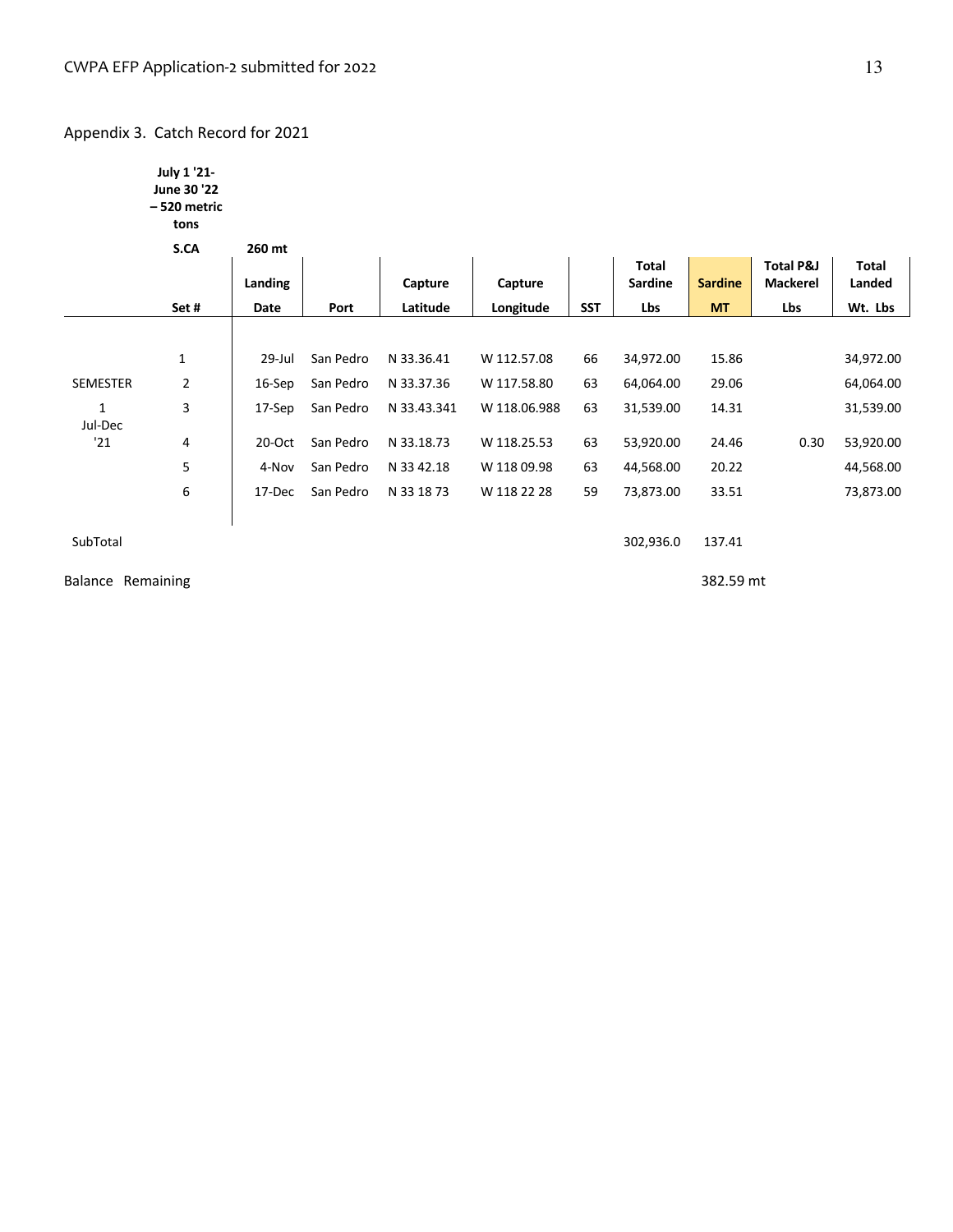Appendix 3. Catch Record for 2021

**July 1 '21- June 30 '22 – 520 metric tons**

| | **S.CA** | **260 mt** | | | | | | | | |
|---|---|---|---|---|---|---|---|---|---|---|
| | **Set #** | **Landing Date** | **Port** | **Capture Latitude** | **Capture Longitude** | **SST** | **Total Sardine Lbs** | **Sardine MT** | **Total P&J Mackerel Lbs** | **Total Landed Wt. Lbs** |
| | 1 | 29-Jul | San Pedro | N 33.36.41 | W 112.57.08 | 66 | 34,972.00 | 15.86 | | 34,972.00 |
| SEMESTER | 2 | 16-Sep | San Pedro | N 33.37.36 | W 117.58.80 | 63 | 64,064.00 | 29.06 | | 64,064.00 |
| 1 | 3 | 17-Sep | San Pedro | N 33.43.341 | W 118.06.988 | 63 | 31,539.00 | 14.31 | | 31,539.00 |
| Jul-Dec '21 | 4 | 20-Oct | San Pedro | N 33.18.73 | W 118.25.53 | 63 | 53,920.00 | 24.46 | 0.30 | 53,920.00 |
| | 5 | 4-Nov | San Pedro | N 33 42.18 | W 118 09.98 | 63 | 44,568.00 | 20.22 | | 44,568.00 |
| | 6 | 17-Dec | San Pedro | N 33 18 73 | W 118 22 28 | 59 | 73,873.00 | 33.51 | | 73,873.00 |
| SubTotal | | | | | | | 302,936.0 | 137.41 | | |
| Balance Remaining | | | | | | | | 382.59 mt | | |